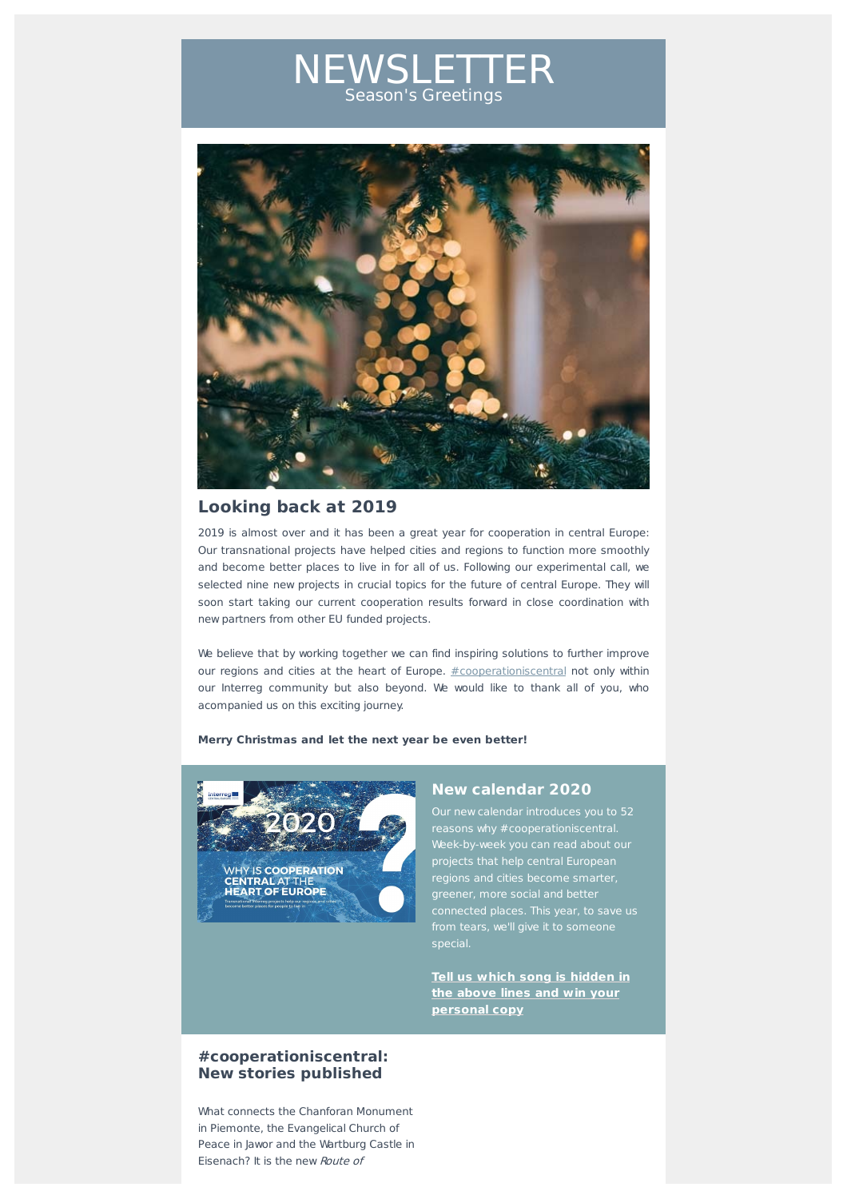# NEWSLETTER

Season's Greetings

## Looking back at 2019

2019 is almost over and it has been a great year for cooperation in central Europe: Our transnational projects have helped cities and regions to function more smoothly and become better places to live in for all of us. Following our experimental call, we selected nine new projects in crucial topics for the future of central Europe. They will soon start taking our current cooperation results forward in close coordination with new partners from other EU funded projects.

We believe that by working together we can find inspiring solutions to further improve our regions and cities at the heart of Europe. #cooperationiscentral not only within our Interreg community but also beyond. We would like to thank all of you, who acompanied us on this exciting journey.

**Merry Christmas and let the next year be even better!**

## New calendar 2020

Our new calendar introduces you to 52 reasons why #cooperationiscentral. Week-by-week you can read about our projects that help central European regions and cities become smarter, greener, more social and better connected places. This year, to save us from tears, we'll give it to someone special.

**Tell us which song is hidden in the above lines and win your personal copy**

## #cooperationiscentral: New stories published

What connects the Chanforan Monument in Piemonte, the Evangelical Church of Peace in Jawor and the Wartburg Castle in Eisenach? It is the new *Route of*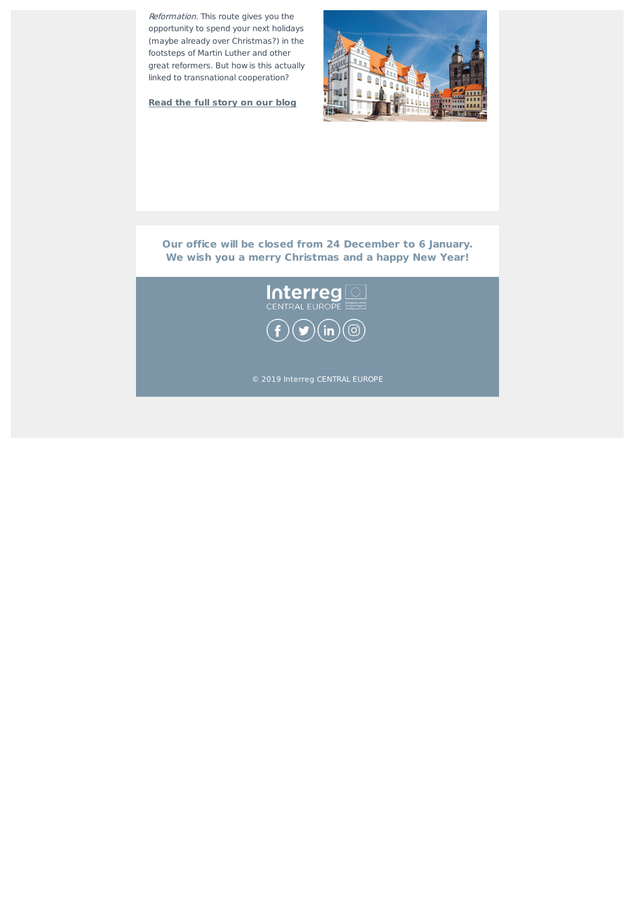*Reformation*. This route gives you the opportunity to spend your next holidays (maybe already over Christmas?) in the footsteps of Martin Luther and other great reformers. But how is this actually linked to transnational cooperation?

**Read the full story on our blog**

**Our office will be closed from 24 December to 6 January. We wish you a merry Christmas and a happy New Year!**

Interreg CENTRAL EUROPE

© 2019 Interreg CENTRAL EUROPE